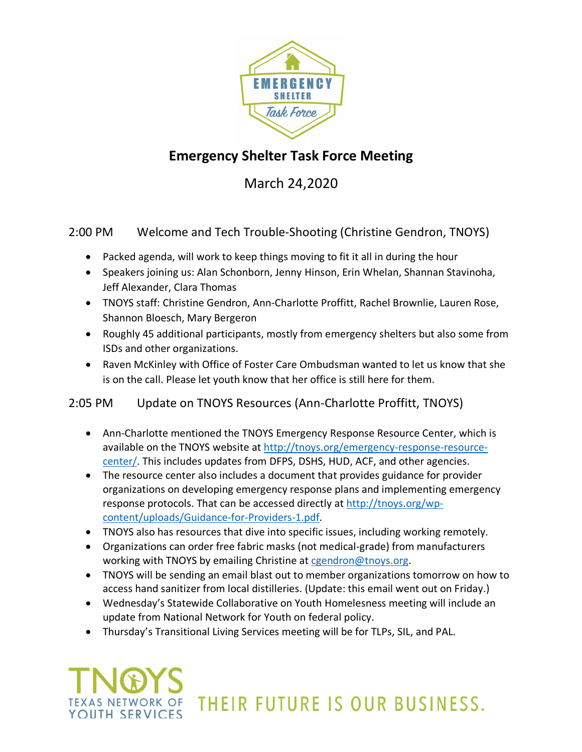# Emergency Shelter Task Force Meeting

March 24,2020

## 2:00 PM Welcome and Tech Trouble-Shooting (Christine Gendron, TNOYS)

- Packed agenda, will work to keep things moving to fit it all in during the hour
- Speakers joining us: Alan Schonborn, Jenny Hinson, Erin Whelan, Shannan Stavinoha, Jeff Alexander, Clara Thomas
- TNOYS staff: Christine Gendron, Ann-Charlotte Proffitt, Rachel Brownlie, Lauren Rose, Shannon Bloesch, Mary Bergeron
- Roughly 45 additional participants, mostly from emergency shelters but also some from ISDs and other organizations.
- Raven McKinley with Office of Foster Care Ombudsman wanted to let us know that she is on the call. Please let youth know that her office is still here for them.

## 2:05 PM Update on TNOYS Resources (Ann-Charlotte Proffitt, TNOYS)

- Ann-Charlotte mentioned the TNOYS Emergency Response Resource Center, which is available on the TNOYS website at http://tnoys.org/emergency-response-resource-center/. This includes updates from DFPS, DSHS, HUD, ACF, and other agencies.
- The resource center also includes a document that provides guidance for provider organizations on developing emergency response plans and implementing emergency response protocols. That can be accessed directly at http://tnoys.org/wp-content/uploads/Guidance-for-Providers-1.pdf.
- TNOYS also has resources that dive into specific issues, including working remotely.
- Organizations can order free fabric masks (not medical-grade) from manufacturers working with TNOYS by emailing Christine at cgendron@tnoys.org.
- TNOYS will be sending an email blast out to member organizations tomorrow on how to access hand sanitizer from local distilleries. (Update: this email went out on Friday.)
- Wednesday's Statewide Collaborative on Youth Homelessness meeting will include an update from National Network for Youth on federal policy.
- Thursday's Transitional Living Services meeting will be for TLPs, SIL, and PAL.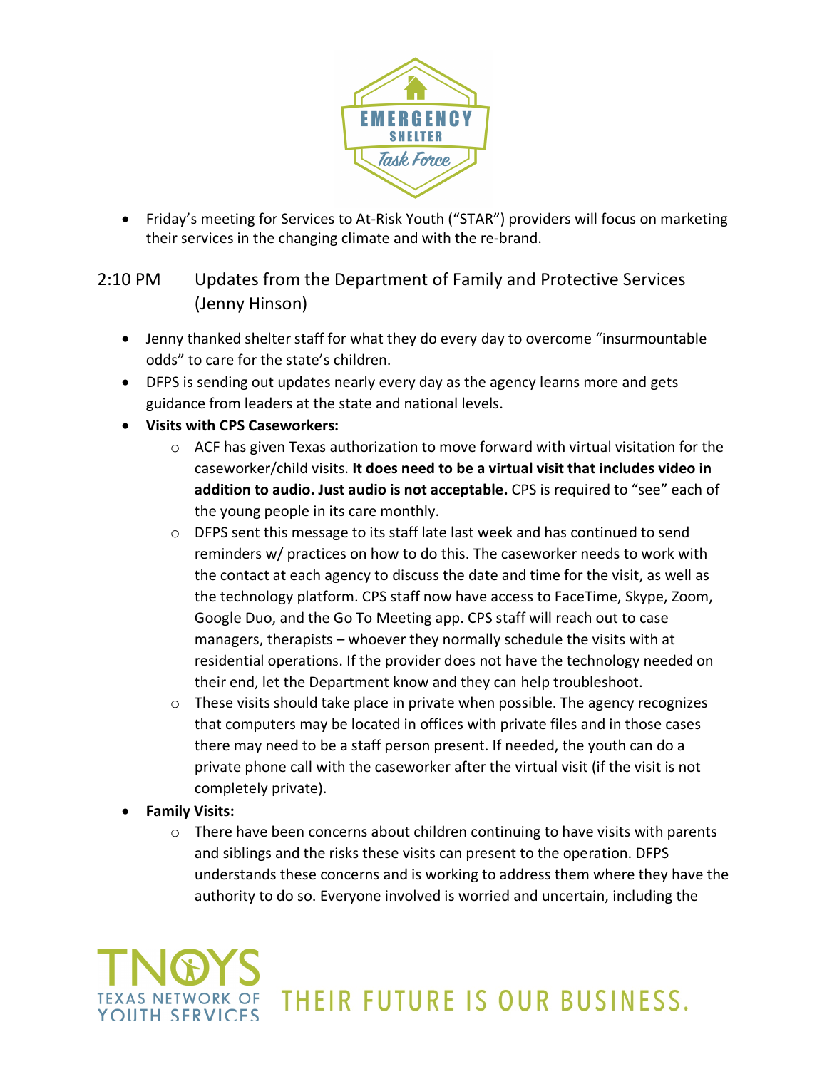- Friday's meeting for Services to At-Risk Youth ("STAR") providers will focus on marketing their services in the changing climate and with the re-brand.

## 2:10 PM Updates from the Department of Family and Protective Services (Jenny Hinson)

- Jenny thanked shelter staff for what they do every day to overcome "insurmountable odds" to care for the state's children.
- DFPS is sending out updates nearly every day as the agency learns more and gets guidance from leaders at the state and national levels.
- **Visits with CPS Caseworkers:**
  - ACF has given Texas authorization to move forward with virtual visitation for the caseworker/child visits. **It does need to be a virtual visit that includes video in addition to audio. Just audio is not acceptable.** CPS is required to "see" each of the young people in its care monthly.
  - DFPS sent this message to its staff late last week and has continued to send reminders w/ practices on how to do this. The caseworker needs to work with the contact at each agency to discuss the date and time for the visit, as well as the technology platform. CPS staff now have access to FaceTime, Skype, Zoom, Google Duo, and the Go To Meeting app. CPS staff will reach out to case managers, therapists – whoever they normally schedule the visits with at residential operations. If the provider does not have the technology needed on their end, let the Department know and they can help troubleshoot.
  - These visits should take place in private when possible. The agency recognizes that computers may be located in offices with private files and in those cases there may need to be a staff person present. If needed, the youth can do a private phone call with the caseworker after the virtual visit (if the visit is not completely private).
- **Family Visits:**
  - There have been concerns about children continuing to have visits with parents and siblings and the risks these visits can present to the operation. DFPS understands these concerns and is working to address them where they have the authority to do so. Everyone involved is worried and uncertain, including the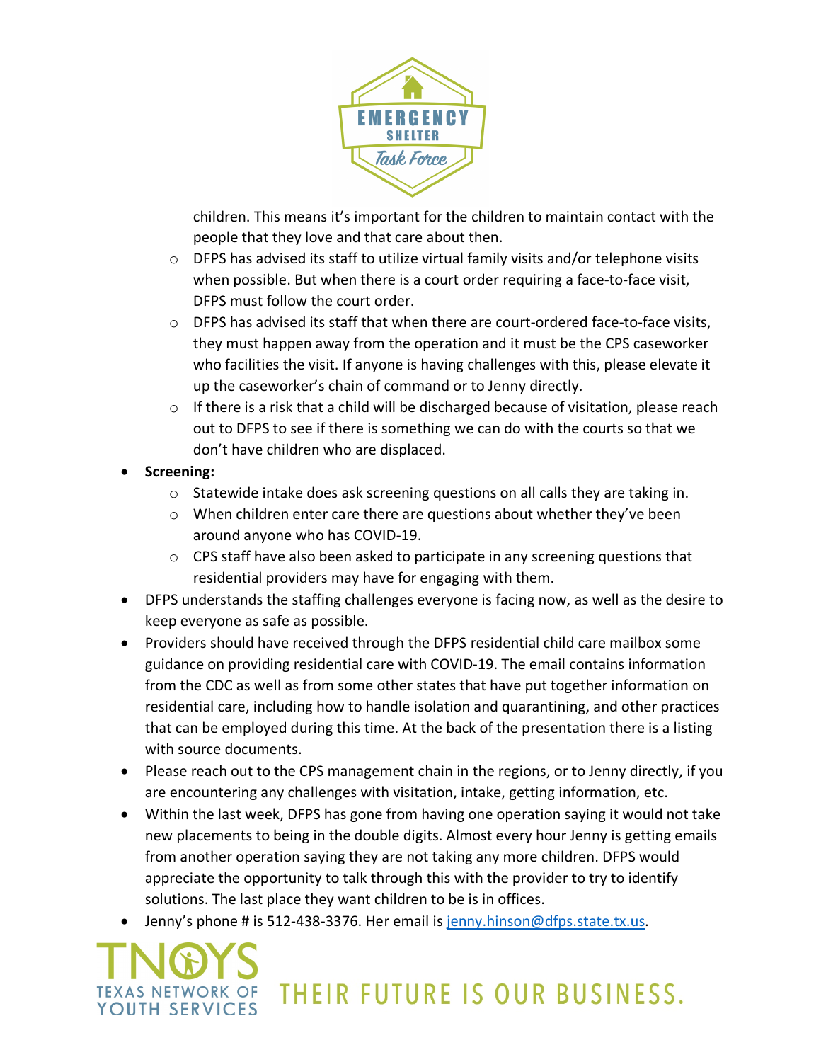children. This means it's important for the children to maintain contact with the people that they love and that care about then.
  - DFPS has advised its staff to utilize virtual family visits and/or telephone visits when possible. But when there is a court order requiring a face-to-face visit, DFPS must follow the court order.
  - DFPS has advised its staff that when there are court-ordered face-to-face visits, they must happen away from the operation and it must be the CPS caseworker who facilities the visit. If anyone is having challenges with this, please elevate it up the caseworker's chain of command or to Jenny directly.
  - If there is a risk that a child will be discharged because of visitation, please reach out to DFPS to see if there is something we can do with the courts so that we don't have children who are displaced.
- **Screening:**
  - Statewide intake does ask screening questions on all calls they are taking in.
  - When children enter care there are questions about whether they've been around anyone who has COVID-19.
  - CPS staff have also been asked to participate in any screening questions that residential providers may have for engaging with them.
- DFPS understands the staffing challenges everyone is facing now, as well as the desire to keep everyone as safe as possible.
- Providers should have received through the DFPS residential child care mailbox some guidance on providing residential care with COVID-19. The email contains information from the CDC as well as from some other states that have put together information on residential care, including how to handle isolation and quarantining, and other practices that can be employed during this time. At the back of the presentation there is a listing with source documents.
- Please reach out to the CPS management chain in the regions, or to Jenny directly, if you are encountering any challenges with visitation, intake, getting information, etc.
- Within the last week, DFPS has gone from having one operation saying it would not take new placements to being in the double digits. Almost every hour Jenny is getting emails from another operation saying they are not taking any more children. DFPS would appreciate the opportunity to talk through this with the provider to try to identify solutions. The last place they want children to be is in offices.
- Jenny's phone # is 512-438-3376. Her email is jenny.hinson@dfps.state.tx.us.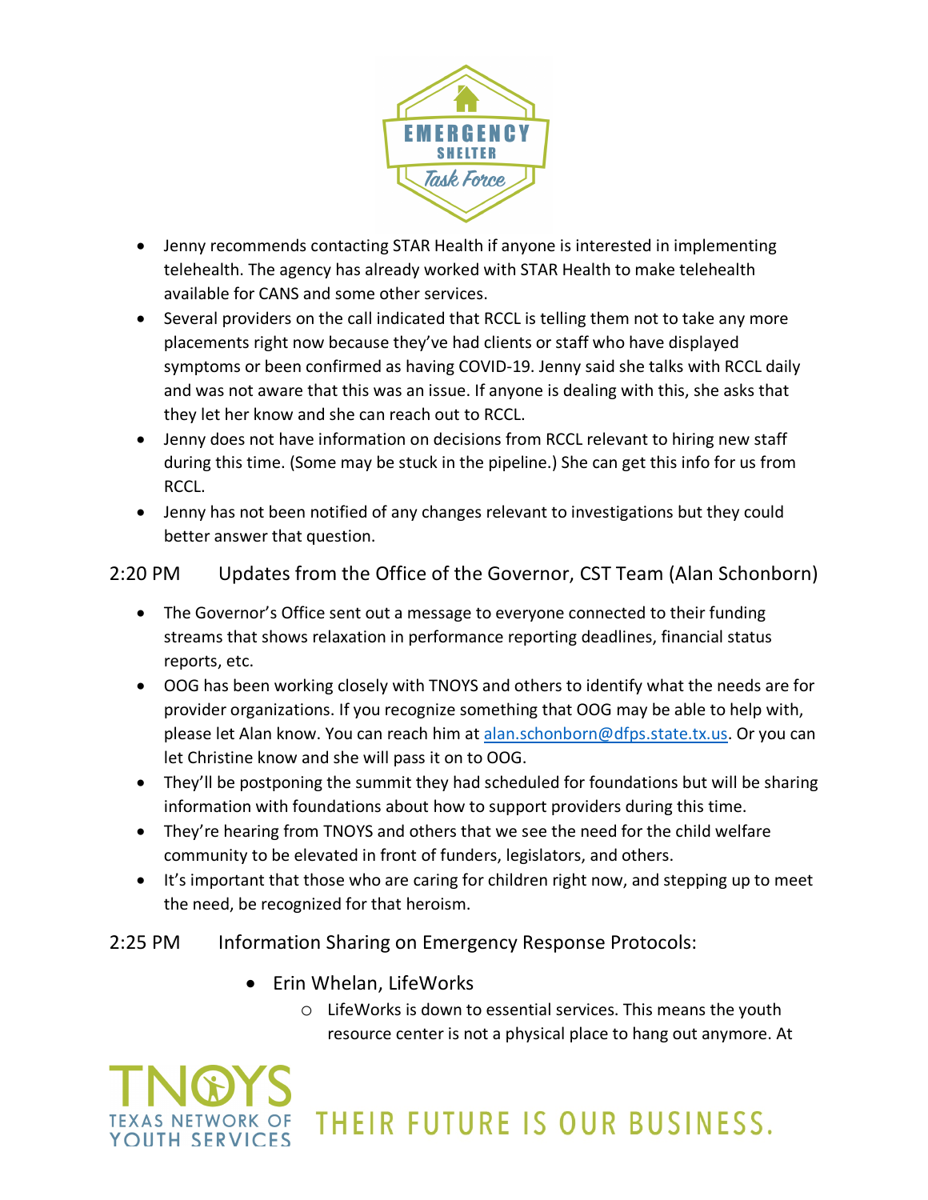- Jenny recommends contacting STAR Health if anyone is interested in implementing telehealth. The agency has already worked with STAR Health to make telehealth available for CANS and some other services.
- Several providers on the call indicated that RCCL is telling them not to take any more placements right now because they've had clients or staff who have displayed symptoms or been confirmed as having COVID-19. Jenny said she talks with RCCL daily and was not aware that this was an issue. If anyone is dealing with this, she asks that they let her know and she can reach out to RCCL.
- Jenny does not have information on decisions from RCCL relevant to hiring new staff during this time. (Some may be stuck in the pipeline.) She can get this info for us from RCCL.
- Jenny has not been notified of any changes relevant to investigations but they could better answer that question.

## 2:20 PM Updates from the Office of the Governor, CST Team (Alan Schonborn)

- The Governor's Office sent out a message to everyone connected to their funding streams that shows relaxation in performance reporting deadlines, financial status reports, etc.
- OOG has been working closely with TNOYS and others to identify what the needs are for provider organizations. If you recognize something that OOG may be able to help with, please let Alan know. You can reach him at alan.schonborn@dfps.state.tx.us. Or you can let Christine know and she will pass it on to OOG.
- They'll be postponing the summit they had scheduled for foundations but will be sharing information with foundations about how to support providers during this time.
- They're hearing from TNOYS and others that we see the need for the child welfare community to be elevated in front of funders, legislators, and others.
- It's important that those who are caring for children right now, and stepping up to meet the need, be recognized for that heroism.

## 2:25 PM Information Sharing on Emergency Response Protocols:

- Erin Whelan, LifeWorks
  - LifeWorks is down to essential services. This means the youth resource center is not a physical place to hang out anymore. At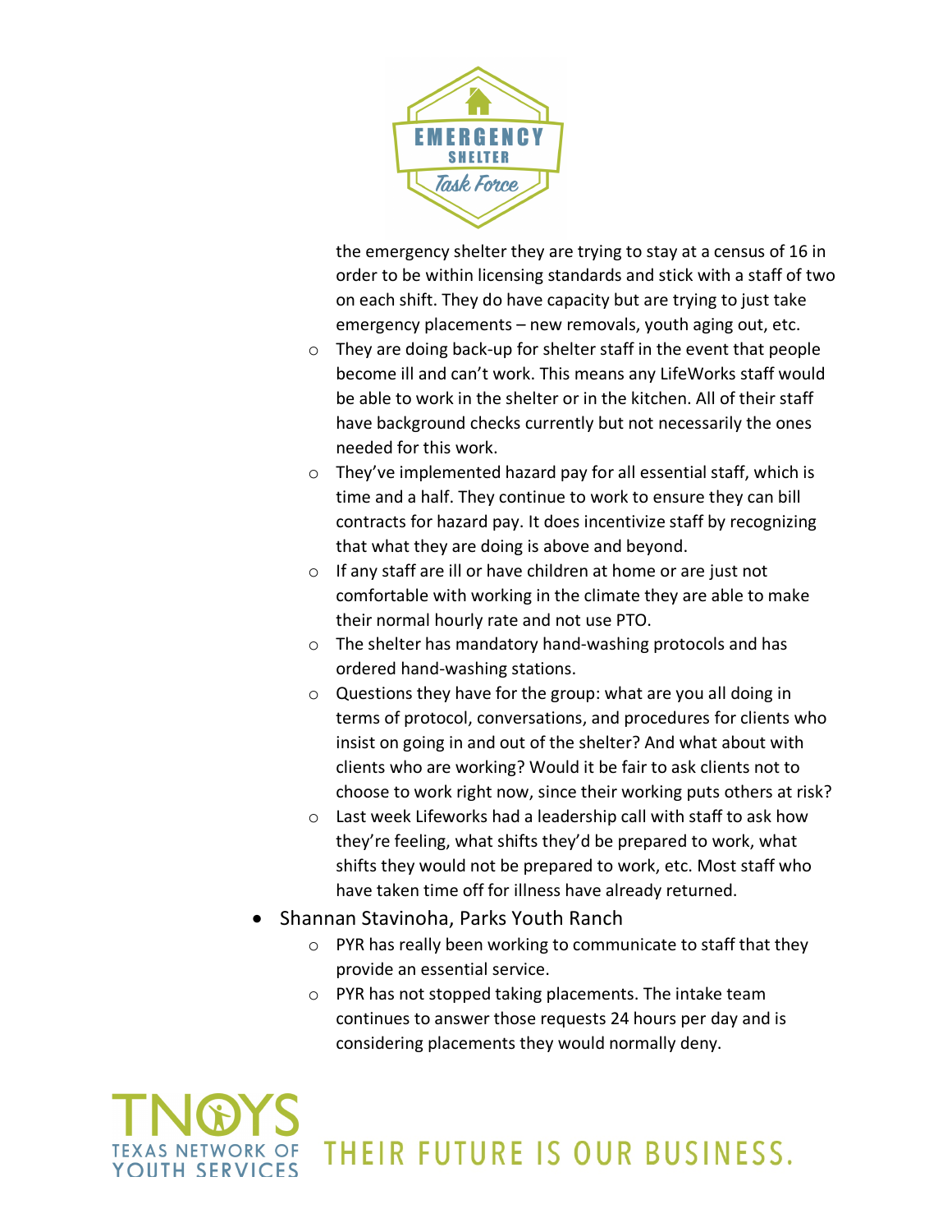- the emergency shelter they are trying to stay at a census of 16 in order to be within licensing standards and stick with a staff of two on each shift. They do have capacity but are trying to just take emergency placements – new removals, youth aging out, etc.
  - They are doing back-up for shelter staff in the event that people become ill and can't work. This means any LifeWorks staff would be able to work in the shelter or in the kitchen. All of their staff have background checks currently but not necessarily the ones needed for this work.
  - They've implemented hazard pay for all essential staff, which is time and a half. They continue to work to ensure they can bill contracts for hazard pay. It does incentivize staff by recognizing that what they are doing is above and beyond.
  - If any staff are ill or have children at home or are just not comfortable with working in the climate they are able to make their normal hourly rate and not use PTO.
  - The shelter has mandatory hand-washing protocols and has ordered hand-washing stations.
  - Questions they have for the group: what are you all doing in terms of protocol, conversations, and procedures for clients who insist on going in and out of the shelter? And what about with clients who are working? Would it be fair to ask clients not to choose to work right now, since their working puts others at risk?
  - Last week Lifeworks had a leadership call with staff to ask how they're feeling, what shifts they'd be prepared to work, what shifts they would not be prepared to work, etc. Most staff who have taken time off for illness have already returned.
- Shannan Stavinoha, Parks Youth Ranch
  - PYR has really been working to communicate to staff that they provide an essential service.
  - PYR has not stopped taking placements. The intake team continues to answer those requests 24 hours per day and is considering placements they would normally deny.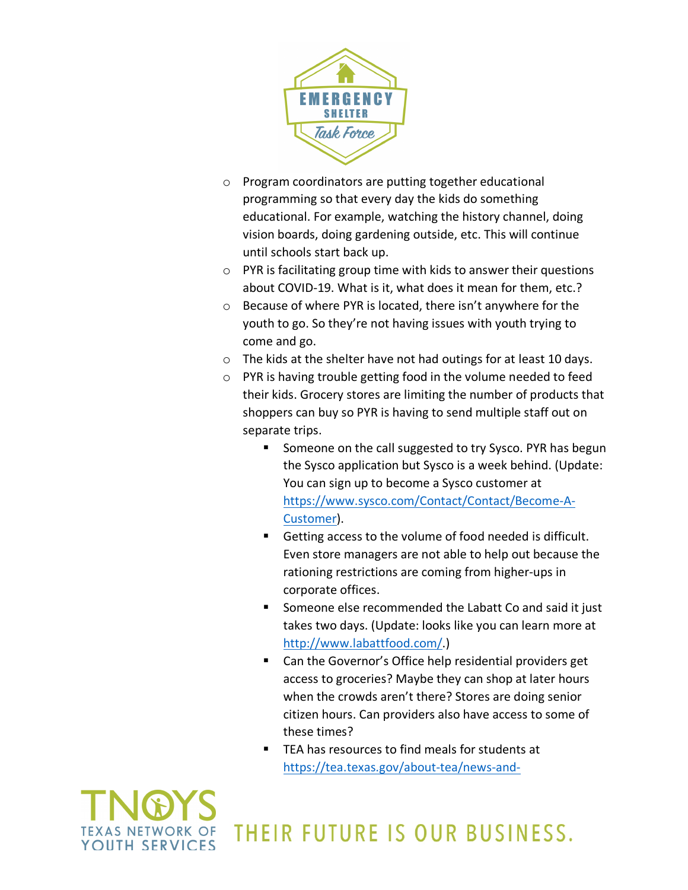- Program coordinators are putting together educational programming so that every day the kids do something educational. For example, watching the history channel, doing vision boards, doing gardening outside, etc. This will continue until schools start back up.
- PYR is facilitating group time with kids to answer their questions about COVID-19. What is it, what does it mean for them, etc.?
- Because of where PYR is located, there isn't anywhere for the youth to go. So they're not having issues with youth trying to come and go.
- The kids at the shelter have not had outings for at least 10 days.
- PYR is having trouble getting food in the volume needed to feed their kids. Grocery stores are limiting the number of products that shoppers can buy so PYR is having to send multiple staff out on separate trips.
  - Someone on the call suggested to try Sysco. PYR has begun the Sysco application but Sysco is a week behind. (Update: You can sign up to become a Sysco customer at [https://www.sysco.com/Contact/Contact/Become-A-Customer](https://www.sysco.com/Contact/Contact/Become-A-Customer)).
  - Getting access to the volume of food needed is difficult. Even store managers are not able to help out because the rationing restrictions are coming from higher-ups in corporate offices.
  - Someone else recommended the Labatt Co and said it just takes two days. (Update: looks like you can learn more at [http://www.labattfood.com/](http://www.labattfood.com/).)
  - Can the Governor's Office help residential providers get access to groceries? Maybe they can shop at later hours when the crowds aren't there? Stores are doing senior citizen hours. Can providers also have access to some of these times?
  - TEA has resources to find meals for students at https://tea.texas.gov/about-tea/news-and-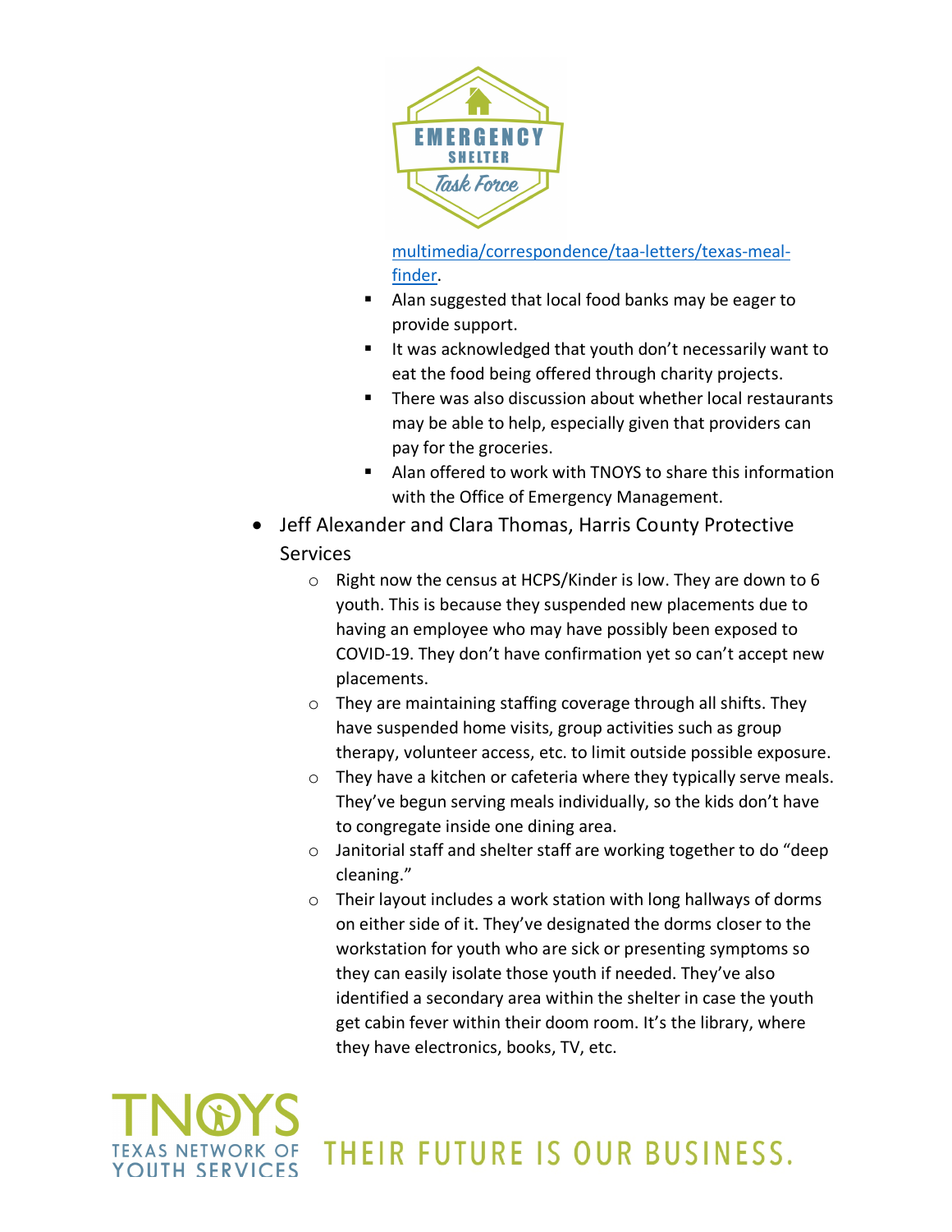multimedia/correspondence/taa-letters/texas-meal-finder.

        - Alan suggested that local food banks may be eager to provide support.
        - It was acknowledged that youth don't necessarily want to eat the food being offered through charity projects.
        - There was also discussion about whether local restaurants may be able to help, especially given that providers can pay for the groceries.
        - Alan offered to work with TNOYS to share this information with the Office of Emergency Management.

- Jeff Alexander and Clara Thomas, Harris County Protective Services
    - Right now the census at HCPS/Kinder is low. They are down to 6 youth. This is because they suspended new placements due to having an employee who may have possibly been exposed to COVID-19. They don't have confirmation yet so can't accept new placements.
    - They are maintaining staffing coverage through all shifts. They have suspended home visits, group activities such as group therapy, volunteer access, etc. to limit outside possible exposure.
    - They have a kitchen or cafeteria where they typically serve meals. They've begun serving meals individually, so the kids don't have to congregate inside one dining area.
    - Janitorial staff and shelter staff are working together to do "deep cleaning."
    - Their layout includes a work station with long hallways of dorms on either side of it. They've designated the dorms closer to the workstation for youth who are sick or presenting symptoms so they can easily isolate those youth if needed. They've also identified a secondary area within the shelter in case the youth get cabin fever within their doom room. It's the library, where they have electronics, books, TV, etc.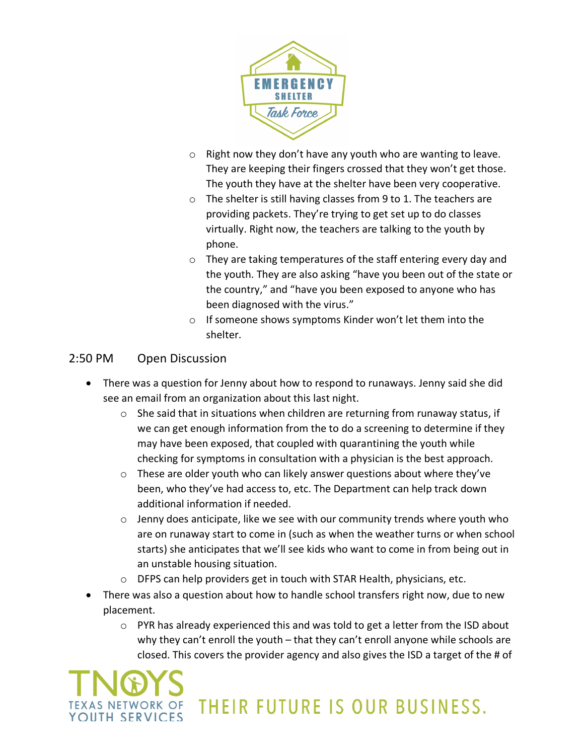- Right now they don't have any youth who are wanting to leave. They are keeping their fingers crossed that they won't get those. The youth they have at the shelter have been very cooperative.
  - The shelter is still having classes from 9 to 1. The teachers are providing packets. They're trying to get set up to do classes virtually. Right now, the teachers are talking to the youth by phone.
  - They are taking temperatures of the staff entering every day and the youth. They are also asking "have you been out of the state or the country," and "have you been exposed to anyone who has been diagnosed with the virus."
  - If someone shows symptoms Kinder won't let them into the shelter.

## 2:50 PM Open Discussion

- There was a question for Jenny about how to respond to runaways. Jenny said she did see an email from an organization about this last night.
  - She said that in situations when children are returning from runaway status, if we can get enough information from the to do a screening to determine if they may have been exposed, that coupled with quarantining the youth while checking for symptoms in consultation with a physician is the best approach.
  - These are older youth who can likely answer questions about where they've been, who they've had access to, etc. The Department can help track down additional information if needed.
  - Jenny does anticipate, like we see with our community trends where youth who are on runaway start to come in (such as when the weather turns or when school starts) she anticipates that we'll see kids who want to come in from being out in an unstable housing situation.
  - DFPS can help providers get in touch with STAR Health, physicians, etc.
- There was also a question about how to handle school transfers right now, due to new placement.
  - PYR has already experienced this and was told to get a letter from the ISD about why they can't enroll the youth – that they can't enroll anyone while schools are closed. This covers the provider agency and also gives the ISD a target of the # of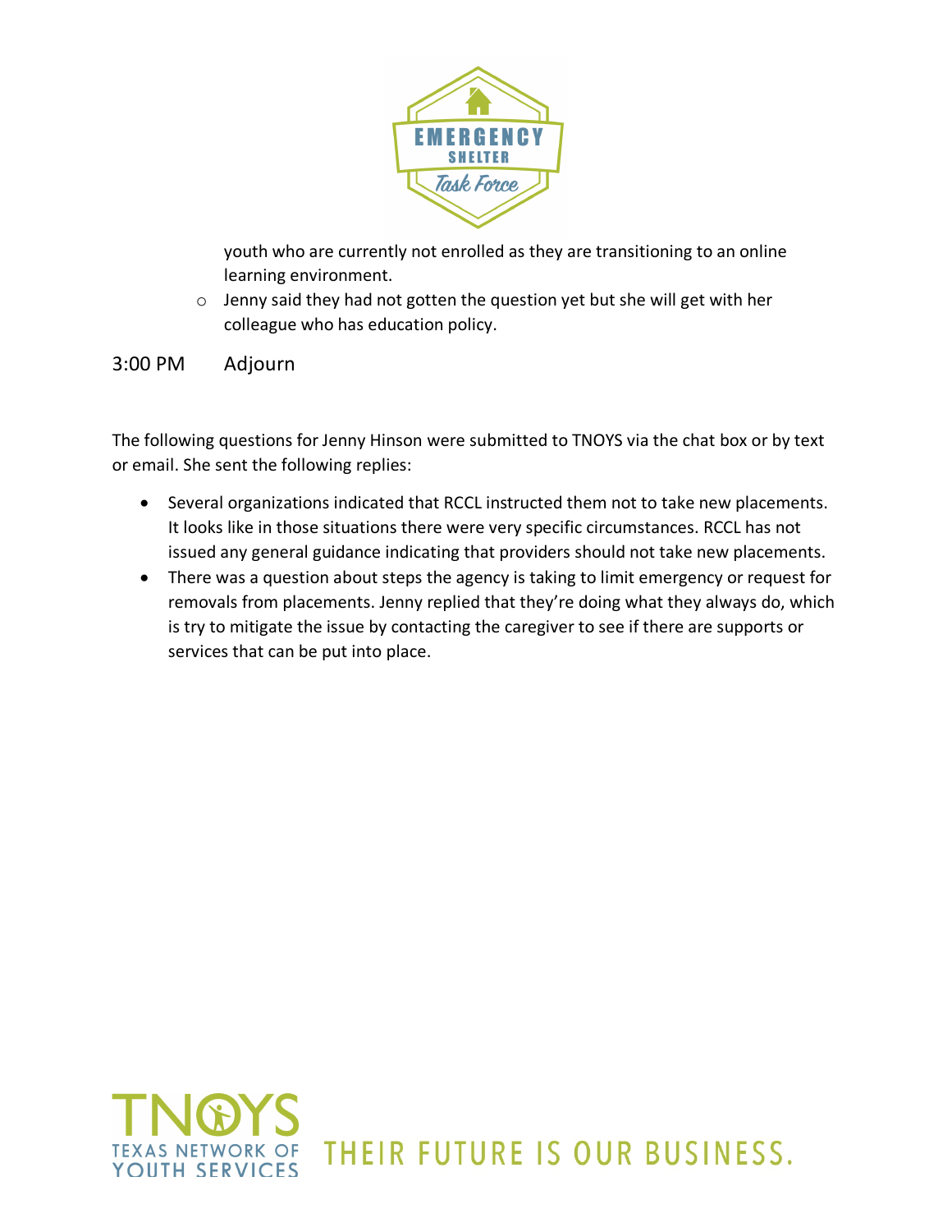youth who are currently not enrolled as they are transitioning to an online learning environment.

  - Jenny said they had not gotten the question yet but she will get with her colleague who has education policy.

3:00 PM Adjourn

The following questions for Jenny Hinson were submitted to TNOYS via the chat box or by text or email. She sent the following replies:

- Several organizations indicated that RCCL instructed them not to take new placements. It looks like in those situations there were very specific circumstances. RCCL has not issued any general guidance indicating that providers should not take new placements.
- There was a question about steps the agency is taking to limit emergency or request for removals from placements. Jenny replied that they're doing what they always do, which is try to mitigate the issue by contacting the caregiver to see if there are supports or services that can be put into place.